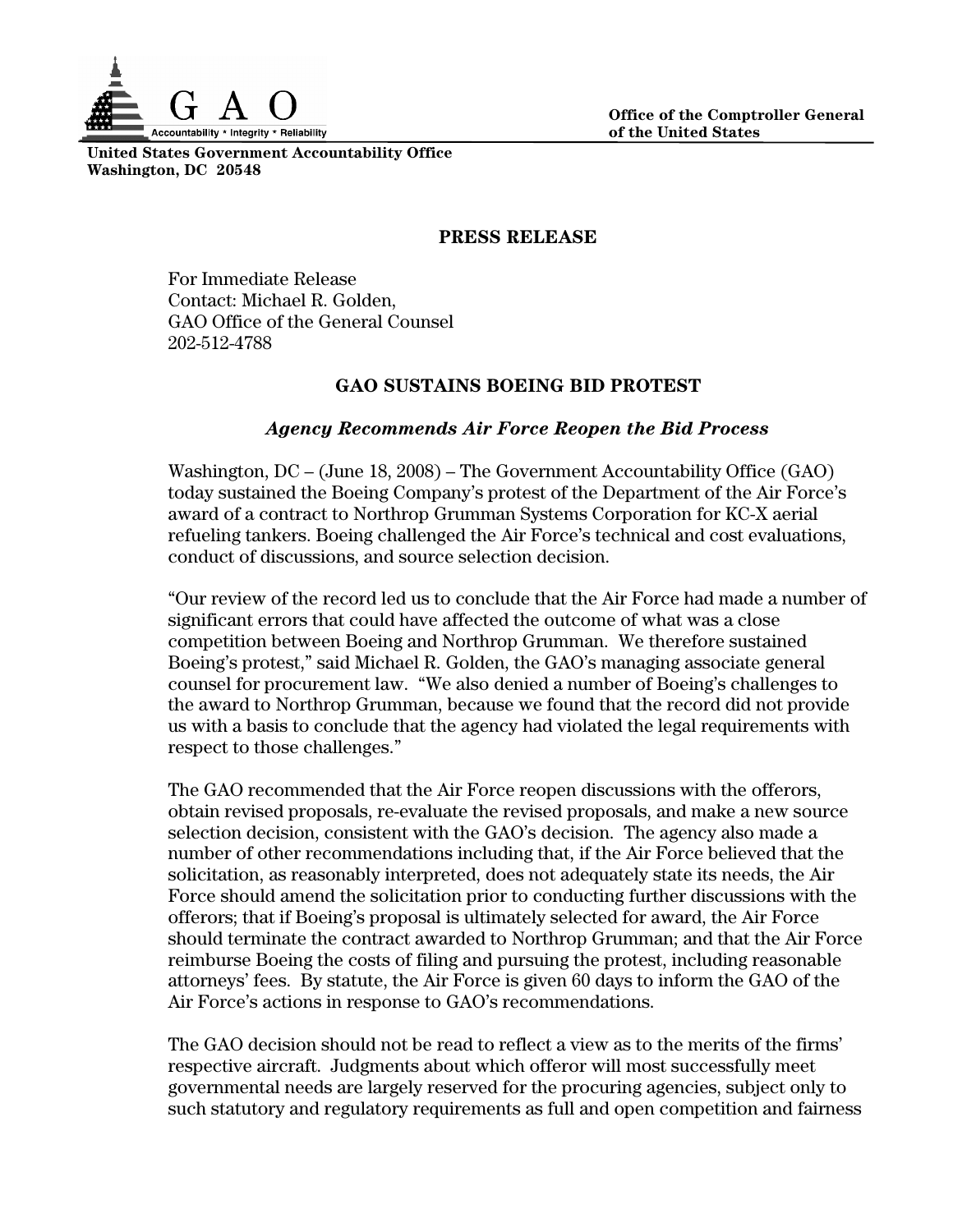G A O

Accountability * Integrity * Reliability

United States Government Accountability Office
Washington, DC 20548

Office of the Comptroller General
of the United States

## PRESS RELEASE

For Immediate Release
Contact: Michael R. Golden,
GAO Office of the General Counsel
202-512-4788

## GAO SUSTAINS BOEING BID PROTEST

### *Agency Recommends Air Force Reopen the Bid Process*

Washington, DC – (June 18, 2008) – The Government Accountability Office (GAO) today sustained the Boeing Company's protest of the Department of the Air Force's award of a contract to Northrop Grumman Systems Corporation for KC-X aerial refueling tankers. Boeing challenged the Air Force's technical and cost evaluations, conduct of discussions, and source selection decision.

"Our review of the record led us to conclude that the Air Force had made a number of significant errors that could have affected the outcome of what was a close competition between Boeing and Northrop Grumman. We therefore sustained Boeing's protest," said Michael R. Golden, the GAO's managing associate general counsel for procurement law. "We also denied a number of Boeing's challenges to the award to Northrop Grumman, because we found that the record did not provide us with a basis to conclude that the agency had violated the legal requirements with respect to those challenges."

The GAO recommended that the Air Force reopen discussions with the offerors, obtain revised proposals, re-evaluate the revised proposals, and make a new source selection decision, consistent with the GAO's decision. The agency also made a number of other recommendations including that, if the Air Force believed that the solicitation, as reasonably interpreted, does not adequately state its needs, the Air Force should amend the solicitation prior to conducting further discussions with the offerors; that if Boeing's proposal is ultimately selected for award, the Air Force should terminate the contract awarded to Northrop Grumman; and that the Air Force reimburse Boeing the costs of filing and pursuing the protest, including reasonable attorneys' fees. By statute, the Air Force is given 60 days to inform the GAO of the Air Force's actions in response to GAO's recommendations.

The GAO decision should not be read to reflect a view as to the merits of the firms' respective aircraft. Judgments about which offeror will most successfully meet governmental needs are largely reserved for the procuring agencies, subject only to such statutory and regulatory requirements as full and open competition and fairness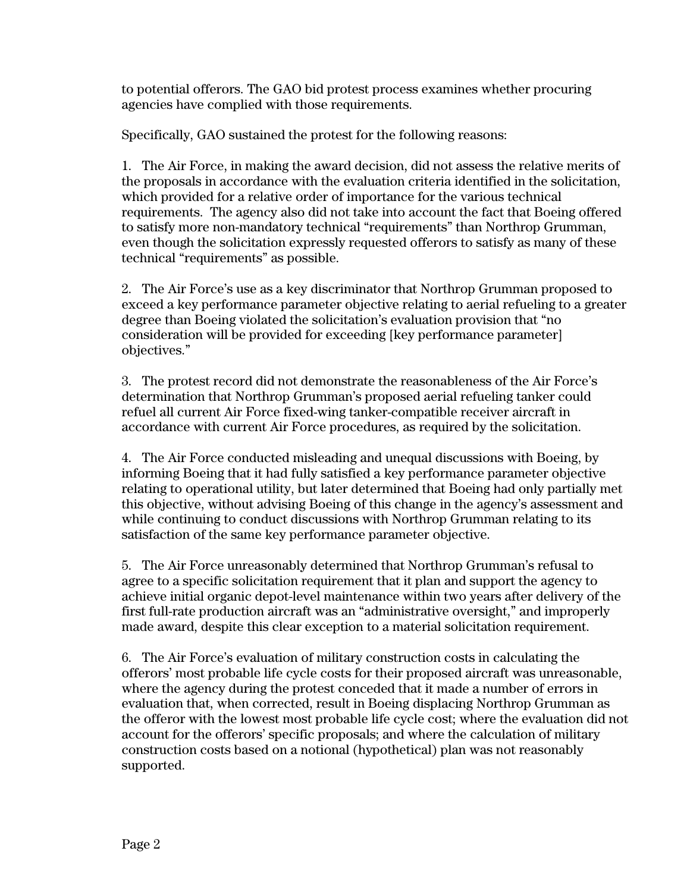to potential offerors. The GAO bid protest process examines whether procuring agencies have complied with those requirements.

Specifically, GAO sustained the protest for the following reasons:

1. The Air Force, in making the award decision, did not assess the relative merits of the proposals in accordance with the evaluation criteria identified in the solicitation, which provided for a relative order of importance for the various technical requirements. The agency also did not take into account the fact that Boeing offered to satisfy more non-mandatory technical "requirements" than Northrop Grumman, even though the solicitation expressly requested offerors to satisfy as many of these technical "requirements" as possible.

2. The Air Force's use as a key discriminator that Northrop Grumman proposed to exceed a key performance parameter objective relating to aerial refueling to a greater degree than Boeing violated the solicitation's evaluation provision that "no consideration will be provided for exceeding [key performance parameter] objectives."

3. The protest record did not demonstrate the reasonableness of the Air Force's determination that Northrop Grumman's proposed aerial refueling tanker could refuel all current Air Force fixed-wing tanker-compatible receiver aircraft in accordance with current Air Force procedures, as required by the solicitation.

4. The Air Force conducted misleading and unequal discussions with Boeing, by informing Boeing that it had fully satisfied a key performance parameter objective relating to operational utility, but later determined that Boeing had only partially met this objective, without advising Boeing of this change in the agency's assessment and while continuing to conduct discussions with Northrop Grumman relating to its satisfaction of the same key performance parameter objective.

5. The Air Force unreasonably determined that Northrop Grumman's refusal to agree to a specific solicitation requirement that it plan and support the agency to achieve initial organic depot-level maintenance within two years after delivery of the first full-rate production aircraft was an "administrative oversight," and improperly made award, despite this clear exception to a material solicitation requirement.

6. The Air Force's evaluation of military construction costs in calculating the offerors' most probable life cycle costs for their proposed aircraft was unreasonable, where the agency during the protest conceded that it made a number of errors in evaluation that, when corrected, result in Boeing displacing Northrop Grumman as the offeror with the lowest most probable life cycle cost; where the evaluation did not account for the offerors' specific proposals; and where the calculation of military construction costs based on a notional (hypothetical) plan was not reasonably supported.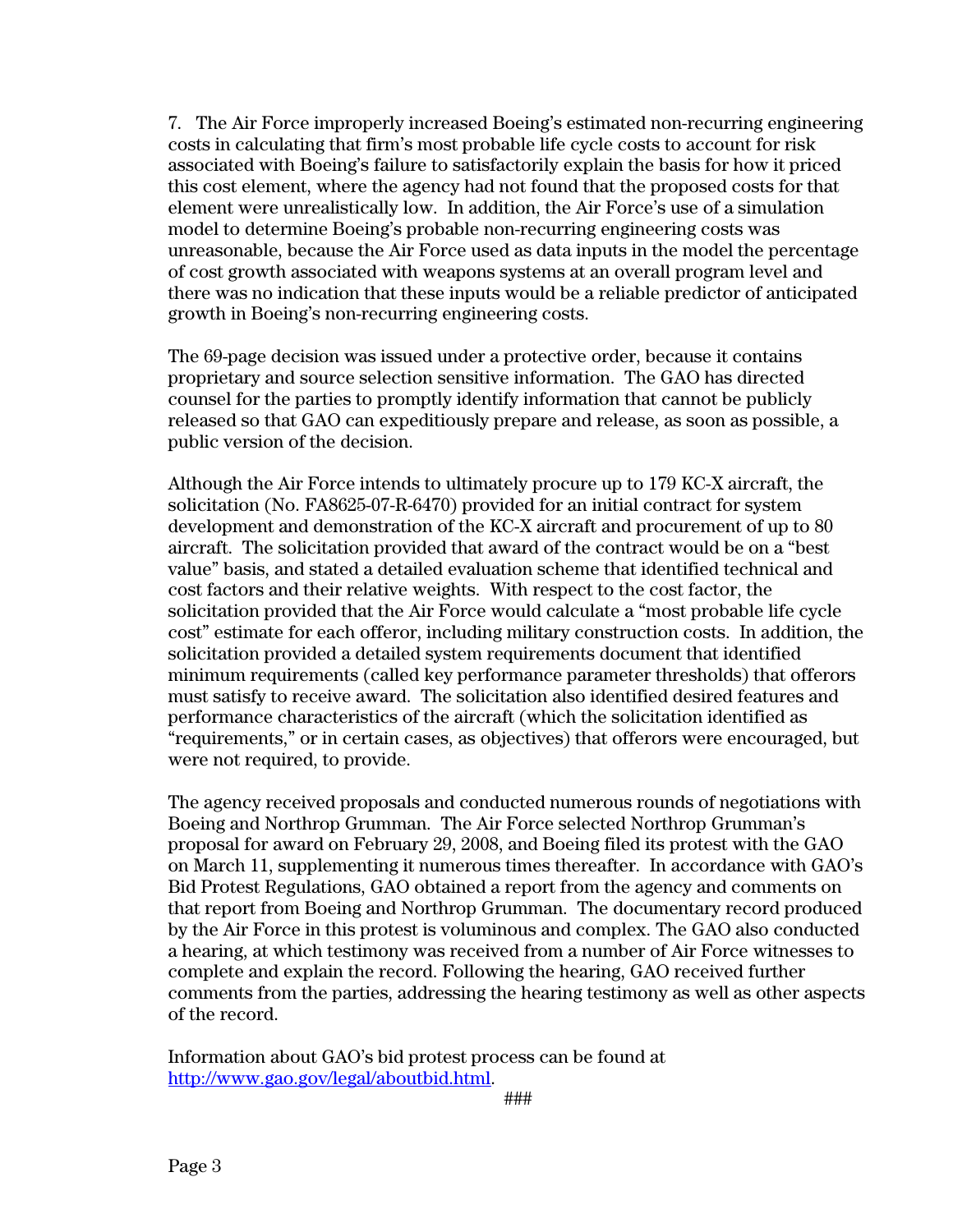7. The Air Force improperly increased Boeing's estimated non-recurring engineering costs in calculating that firm's most probable life cycle costs to account for risk associated with Boeing's failure to satisfactorily explain the basis for how it priced this cost element, where the agency had not found that the proposed costs for that element were unrealistically low. In addition, the Air Force's use of a simulation model to determine Boeing's probable non-recurring engineering costs was unreasonable, because the Air Force used as data inputs in the model the percentage of cost growth associated with weapons systems at an overall program level and there was no indication that these inputs would be a reliable predictor of anticipated growth in Boeing's non-recurring engineering costs.

The 69-page decision was issued under a protective order, because it contains proprietary and source selection sensitive information. The GAO has directed counsel for the parties to promptly identify information that cannot be publicly released so that GAO can expeditiously prepare and release, as soon as possible, a public version of the decision.

Although the Air Force intends to ultimately procure up to 179 KC-X aircraft, the solicitation (No. FA8625-07-R-6470) provided for an initial contract for system development and demonstration of the KC-X aircraft and procurement of up to 80 aircraft. The solicitation provided that award of the contract would be on a "best value" basis, and stated a detailed evaluation scheme that identified technical and cost factors and their relative weights. With respect to the cost factor, the solicitation provided that the Air Force would calculate a "most probable life cycle cost" estimate for each offeror, including military construction costs. In addition, the solicitation provided a detailed system requirements document that identified minimum requirements (called key performance parameter thresholds) that offerors must satisfy to receive award. The solicitation also identified desired features and performance characteristics of the aircraft (which the solicitation identified as "requirements," or in certain cases, as objectives) that offerors were encouraged, but were not required, to provide.

The agency received proposals and conducted numerous rounds of negotiations with Boeing and Northrop Grumman. The Air Force selected Northrop Grumman's proposal for award on February 29, 2008, and Boeing filed its protest with the GAO on March 11, supplementing it numerous times thereafter. In accordance with GAO's Bid Protest Regulations, GAO obtained a report from the agency and comments on that report from Boeing and Northrop Grumman. The documentary record produced by the Air Force in this protest is voluminous and complex. The GAO also conducted a hearing, at which testimony was received from a number of Air Force witnesses to complete and explain the record. Following the hearing, GAO received further comments from the parties, addressing the hearing testimony as well as other aspects of the record.

Information about GAO's bid protest process can be found at [http://www.gao.gov/legal/aboutbid.html](http://www.gao.gov/legal/aboutbid.html).

###